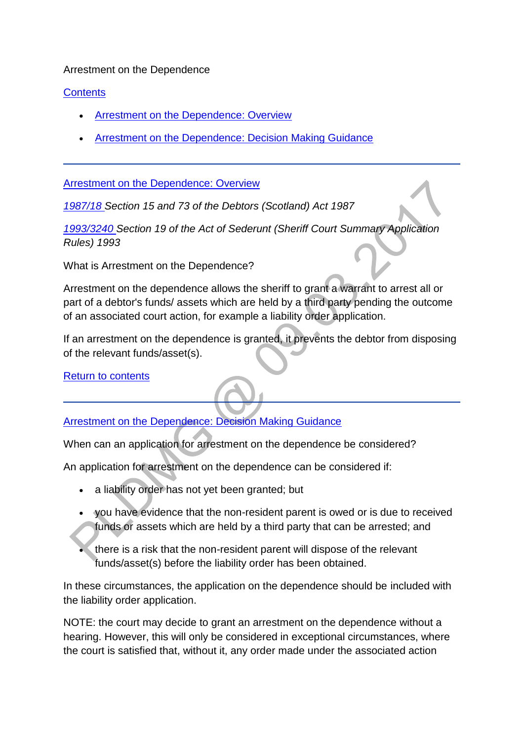# Arrestment on the Dependence

[Contents](#)

- [Arrestment on the Dependence: Overview](#)
- [Arrestment on the Dependence: Decision Making Guidance](#)

---

## [Arrestment on the Dependence: Overview](#)

*[1987/18](#) Section 15 and 73 of the Debtors (Scotland) Act 1987*

*[1993/3240](#) Section 19 of the Act of Sederunt (Sheriff Court Summary Application Rules) 1993*

What is Arrestment on the Dependence?

Arrestment on the dependence allows the sheriff to grant a warrant to arrest all or part of a debtor's funds/ assets which are held by a third party pending the outcome of an associated court action, for example a liability order application.

If an arrestment on the dependence is granted, it prevents the debtor from disposing of the relevant funds/asset(s).

[Return to contents](#)

---

## [Arrestment on the Dependence: Decision Making Guidance](#)

When can an application for arrestment on the dependence be considered?

An application for arrestment on the dependence can be considered if:

- a liability order has not yet been granted; but
- you have evidence that the non-resident parent is owed or is due to received funds or assets which are held by a third party that can be arrested; and
- there is a risk that the non-resident parent will dispose of the relevant funds/asset(s) before the liability order has been obtained.

In these circumstances, the application on the dependence should be included with the liability order application.

NOTE: the court may decide to grant an arrestment on the dependence without a hearing. However, this will only be considered in exceptional circumstances, where the court is satisfied that, without it, any order made under the associated action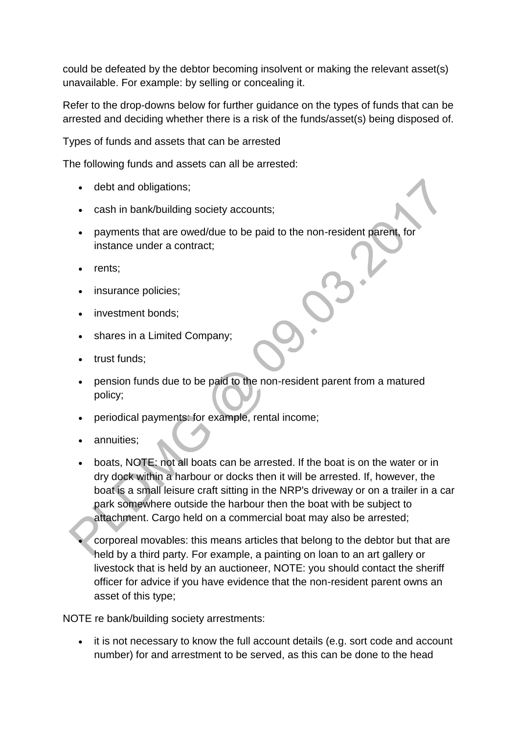could be defeated by the debtor becoming insolvent or making the relevant asset(s) unavailable. For example: by selling or concealing it.

Refer to the drop-downs below for further guidance on the types of funds that can be arrested and deciding whether there is a risk of the funds/asset(s) being disposed of.

Types of funds and assets that can be arrested

The following funds and assets can all be arrested:

- debt and obligations;
- cash in bank/building society accounts;
- payments that are owed/due to be paid to the non-resident parent, for instance under a contract;
- rents;
- insurance policies;
- investment bonds;
- shares in a Limited Company;
- trust funds;
- pension funds due to be paid to the non-resident parent from a matured policy;
- periodical payments: for example, rental income;
- annuities;
- boats, NOTE: not all boats can be arrested. If the boat is on the water or in dry dock within a harbour or docks then it will be arrested. If, however, the boat is a small leisure craft sitting in the NRP's driveway or on a trailer in a car park somewhere outside the harbour then the boat with be subject to attachment. Cargo held on a commercial boat may also be arrested;
- corporeal movables: this means articles that belong to the debtor but that are held by a third party. For example, a painting on loan to an art gallery or livestock that is held by an auctioneer, NOTE: you should contact the sheriff officer for advice if you have evidence that the non-resident parent owns an asset of this type;

NOTE re bank/building society arrestments:

- it is not necessary to know the full account details (e.g. sort code and account number) for and arrestment to be served, as this can be done to the head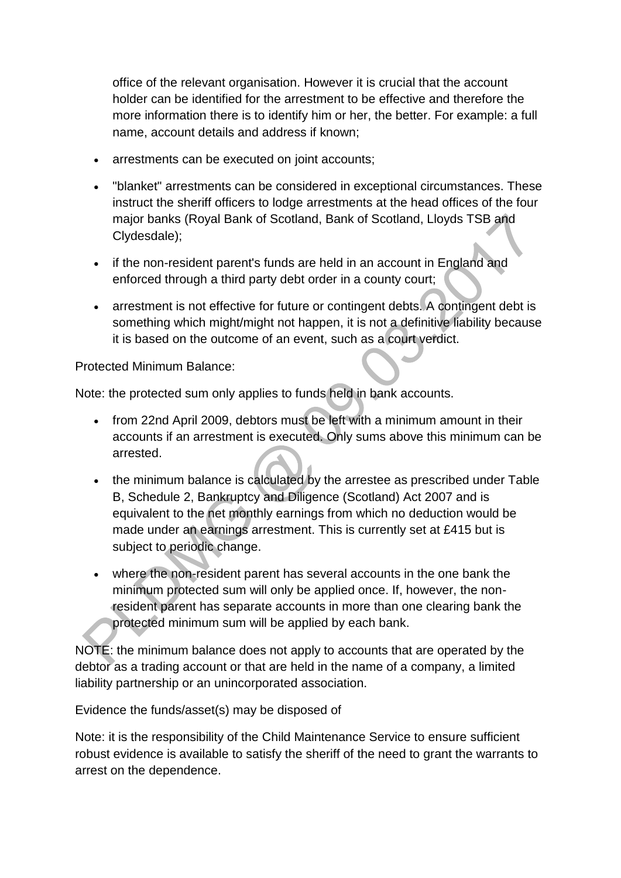office of the relevant organisation. However it is crucial that the account holder can be identified for the arrestment to be effective and therefore the more information there is to identify him or her, the better. For example: a full name, account details and address if known;

- arrestments can be executed on joint accounts;
- "blanket" arrestments can be considered in exceptional circumstances. These instruct the sheriff officers to lodge arrestments at the head offices of the four major banks (Royal Bank of Scotland, Bank of Scotland, Lloyds TSB and Clydesdale);
- if the non-resident parent's funds are held in an account in England and enforced through a third party debt order in a county court;
- arrestment is not effective for future or contingent debts. A contingent debt is something which might/might not happen, it is not a definitive liability because it is based on the outcome of an event, such as a court verdict.

Protected Minimum Balance:

Note: the protected sum only applies to funds held in bank accounts.

- from 22nd April 2009, debtors must be left with a minimum amount in their accounts if an arrestment is executed. Only sums above this minimum can be arrested.
- the minimum balance is calculated by the arrestee as prescribed under Table B, Schedule 2, Bankruptcy and Diligence (Scotland) Act 2007 and is equivalent to the net monthly earnings from which no deduction would be made under an earnings arrestment. This is currently set at £415 but is subject to periodic change.
- where the non-resident parent has several accounts in the one bank the minimum protected sum will only be applied once. If, however, the non-resident parent has separate accounts in more than one clearing bank the protected minimum sum will be applied by each bank.

NOTE: the minimum balance does not apply to accounts that are operated by the debtor as a trading account or that are held in the name of a company, a limited liability partnership or an unincorporated association.

Evidence the funds/asset(s) may be disposed of

Note: it is the responsibility of the Child Maintenance Service to ensure sufficient robust evidence is available to satisfy the sheriff of the need to grant the warrants to arrest on the dependence.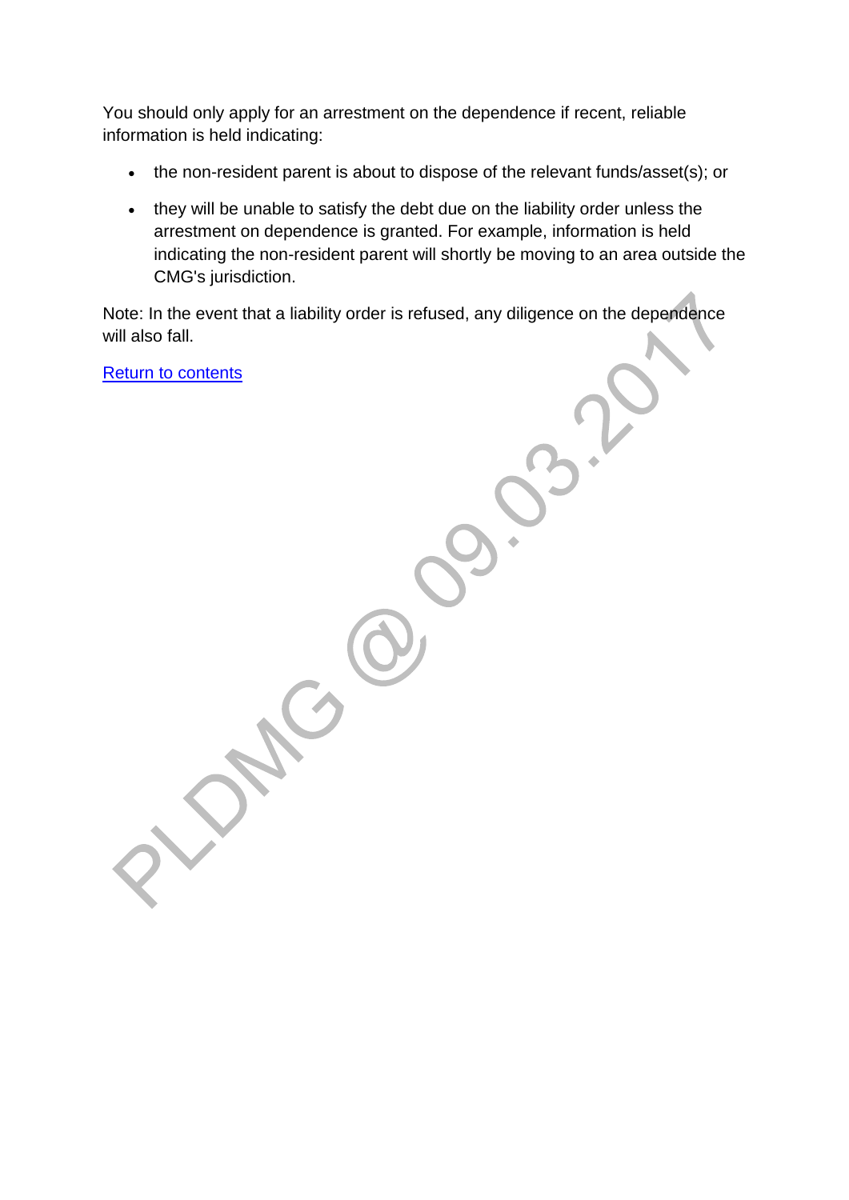You should only apply for an arrestment on the dependence if recent, reliable information is held indicating:

- the non-resident parent is about to dispose of the relevant funds/asset(s); or
- they will be unable to satisfy the debt due on the liability order unless the arrestment on dependence is granted. For example, information is held indicating the non-resident parent will shortly be moving to an area outside the CMG's jurisdiction.

Note: In the event that a liability order is refused, any diligence on the dependence will also fall.

[Return to contents]